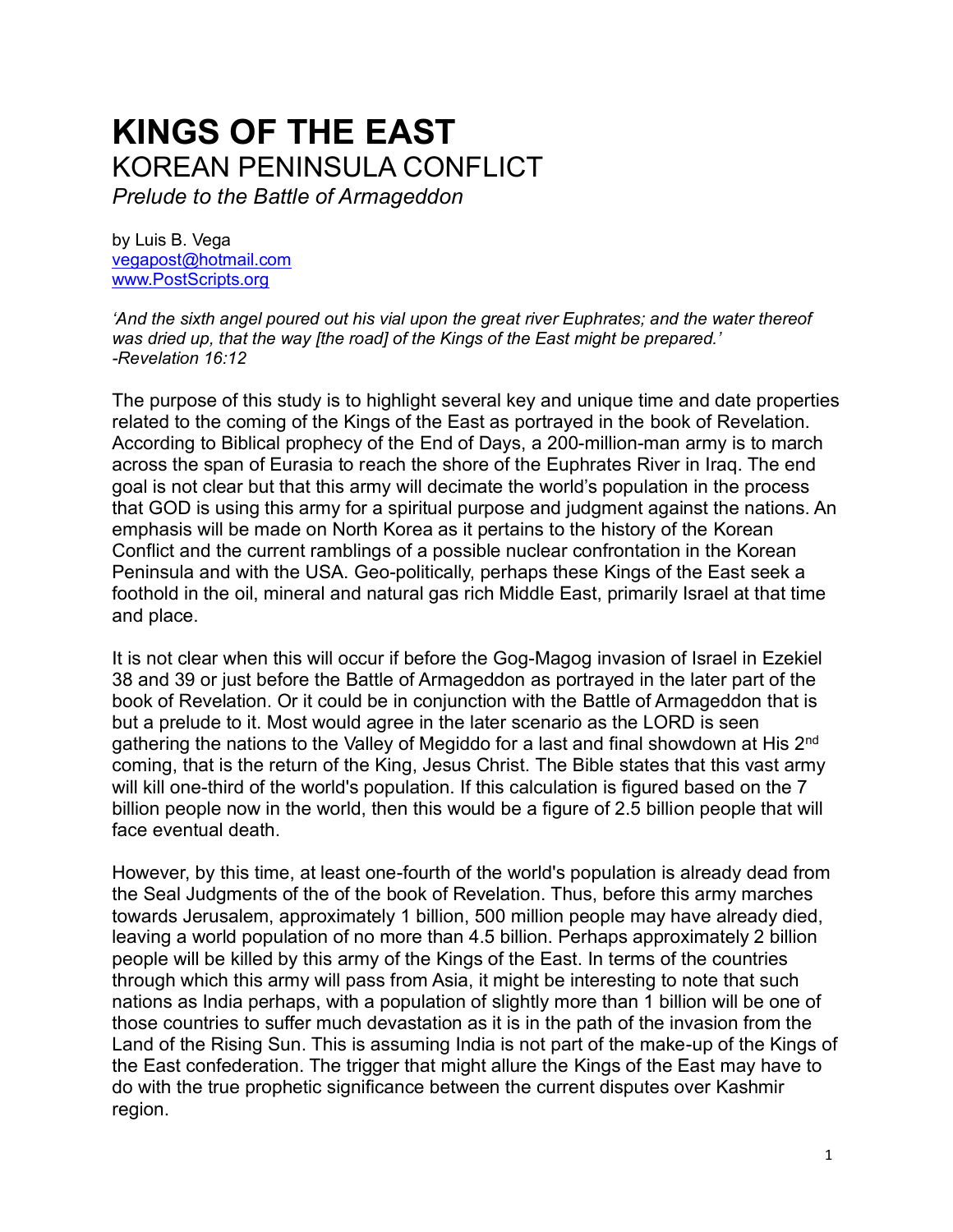# KINGS OF THE EAST

## KOREAN PENINSULA CONFLICT

*Prelude to the Battle of Armageddon*

by Luis B. Vega
vegapost@hotmail.com
www.PostScripts.org

*'And the sixth angel poured out his vial upon the great river Euphrates; and the water thereof was dried up, that the way [the road] of the Kings of the East might be prepared.'*
*-Revelation 16:12*

The purpose of this study is to highlight several key and unique time and date properties related to the coming of the Kings of the East as portrayed in the book of Revelation. According to Biblical prophecy of the End of Days, a 200-million-man army is to march across the span of Eurasia to reach the shore of the Euphrates River in Iraq. The end goal is not clear but that this army will decimate the world's population in the process that GOD is using this army for a spiritual purpose and judgment against the nations. An emphasis will be made on North Korea as it pertains to the history of the Korean Conflict and the current ramblings of a possible nuclear confrontation in the Korean Peninsula and with the USA. Geo-politically, perhaps these Kings of the East seek a foothold in the oil, mineral and natural gas rich Middle East, primarily Israel at that time and place.

It is not clear when this will occur if before the Gog-Magog invasion of Israel in Ezekiel 38 and 39 or just before the Battle of Armageddon as portrayed in the later part of the book of Revelation. Or it could be in conjunction with the Battle of Armageddon that is but a prelude to it. Most would agree in the later scenario as the LORD is seen gathering the nations to the Valley of Megiddo for a last and final showdown at His 2nd coming, that is the return of the King, Jesus Christ. The Bible states that this vast army will kill one-third of the world's population. If this calculation is figured based on the 7 billion people now in the world, then this would be a figure of 2.5 billion people that will face eventual death.

However, by this time, at least one-fourth of the world's population is already dead from the Seal Judgments of the of the book of Revelation. Thus, before this army marches towards Jerusalem, approximately 1 billion, 500 million people may have already died, leaving a world population of no more than 4.5 billion. Perhaps approximately 2 billion people will be killed by this army of the Kings of the East. In terms of the countries through which this army will pass from Asia, it might be interesting to note that such nations as India perhaps, with a population of slightly more than 1 billion will be one of those countries to suffer much devastation as it is in the path of the invasion from the Land of the Rising Sun. This is assuming India is not part of the make-up of the Kings of the East confederation. The trigger that might allure the Kings of the East may have to do with the true prophetic significance between the current disputes over Kashmir region.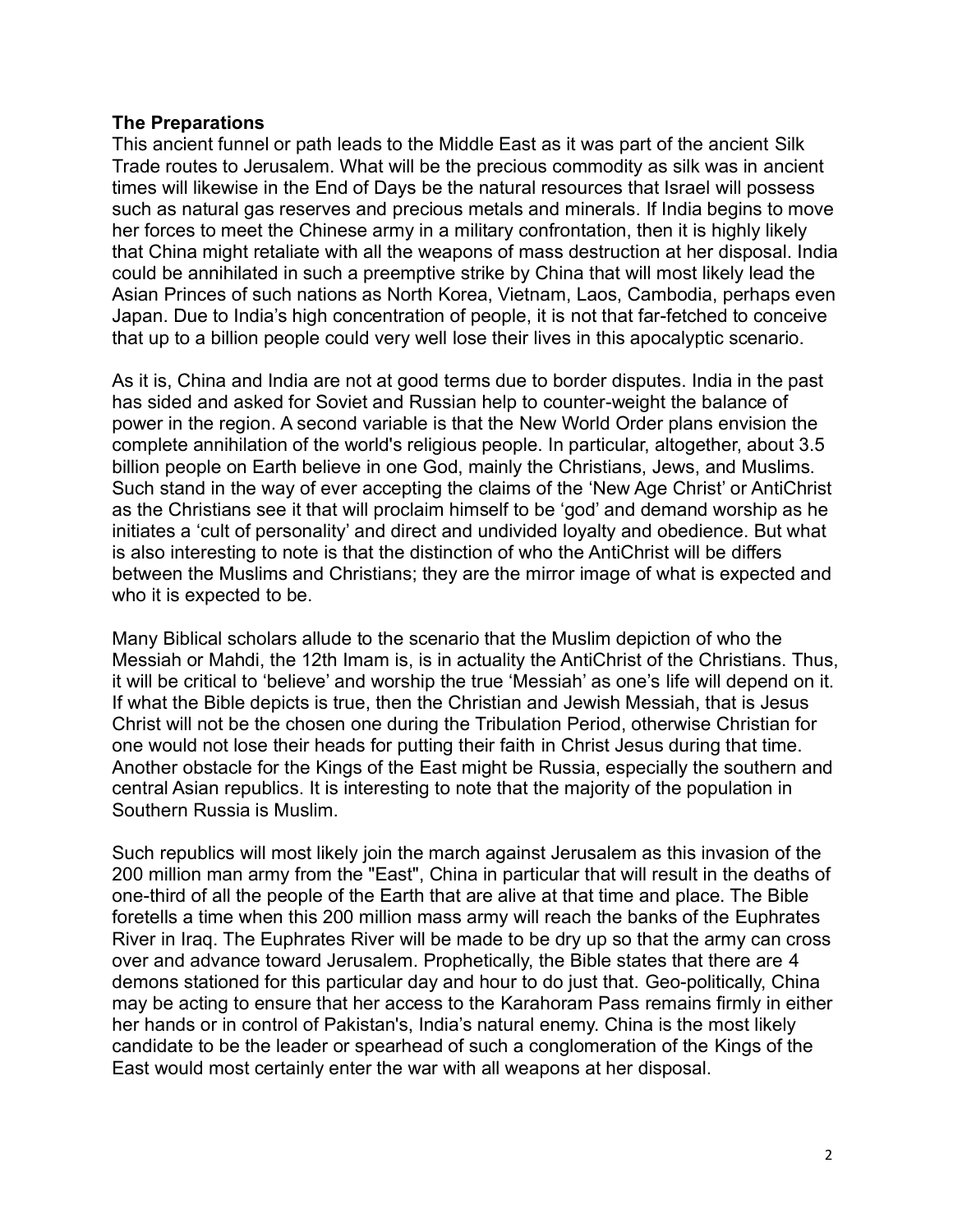**The Preparations**

This ancient funnel or path leads to the Middle East as it was part of the ancient Silk Trade routes to Jerusalem. What will be the precious commodity as silk was in ancient times will likewise in the End of Days be the natural resources that Israel will possess such as natural gas reserves and precious metals and minerals. If India begins to move her forces to meet the Chinese army in a military confrontation, then it is highly likely that China might retaliate with all the weapons of mass destruction at her disposal. India could be annihilated in such a preemptive strike by China that will most likely lead the Asian Princes of such nations as North Korea, Vietnam, Laos, Cambodia, perhaps even Japan. Due to India's high concentration of people, it is not that far-fetched to conceive that up to a billion people could very well lose their lives in this apocalyptic scenario.

As it is, China and India are not at good terms due to border disputes. India in the past has sided and asked for Soviet and Russian help to counter-weight the balance of power in the region. A second variable is that the New World Order plans envision the complete annihilation of the world's religious people. In particular, altogether, about 3.5 billion people on Earth believe in one God, mainly the Christians, Jews, and Muslims. Such stand in the way of ever accepting the claims of the 'New Age Christ' or AntiChrist as the Christians see it that will proclaim himself to be 'god' and demand worship as he initiates a 'cult of personality' and direct and undivided loyalty and obedience. But what is also interesting to note is that the distinction of who the AntiChrist will be differs between the Muslims and Christians; they are the mirror image of what is expected and who it is expected to be.

Many Biblical scholars allude to the scenario that the Muslim depiction of who the Messiah or Mahdi, the 12th Imam is, is in actuality the AntiChrist of the Christians. Thus, it will be critical to 'believe' and worship the true 'Messiah' as one's life will depend on it. If what the Bible depicts is true, then the Christian and Jewish Messiah, that is Jesus Christ will not be the chosen one during the Tribulation Period, otherwise Christian for one would not lose their heads for putting their faith in Christ Jesus during that time. Another obstacle for the Kings of the East might be Russia, especially the southern and central Asian republics. It is interesting to note that the majority of the population in Southern Russia is Muslim.

Such republics will most likely join the march against Jerusalem as this invasion of the 200 million man army from the "East", China in particular that will result in the deaths of one-third of all the people of the Earth that are alive at that time and place. The Bible foretells a time when this 200 million mass army will reach the banks of the Euphrates River in Iraq. The Euphrates River will be made to be dry up so that the army can cross over and advance toward Jerusalem. Prophetically, the Bible states that there are 4 demons stationed for this particular day and hour to do just that. Geo-politically, China may be acting to ensure that her access to the Karahoram Pass remains firmly in either her hands or in control of Pakistan's, India's natural enemy. China is the most likely candidate to be the leader or spearhead of such a conglomeration of the Kings of the East would most certainly enter the war with all weapons at her disposal.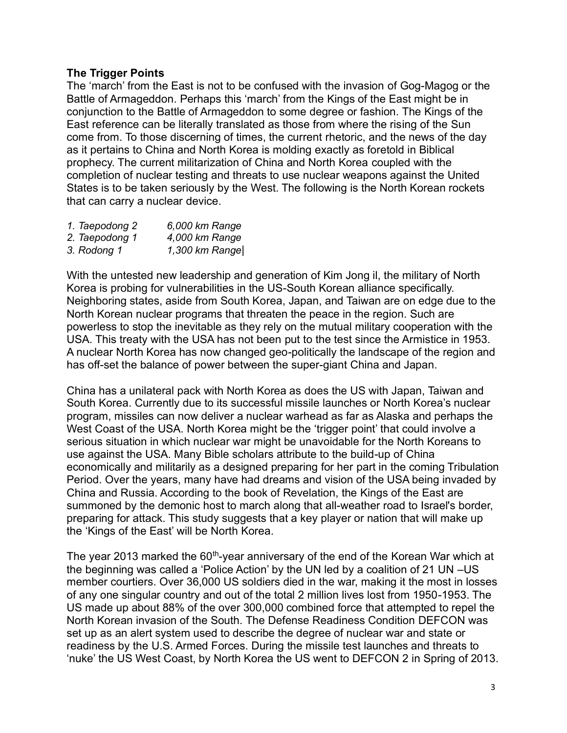**The Trigger Points**

The 'march' from the East is not to be confused with the invasion of Gog-Magog or the Battle of Armageddon. Perhaps this 'march' from the Kings of the East might be in conjunction to the Battle of Armageddon to some degree or fashion. The Kings of the East reference can be literally translated as those from where the rising of the Sun come from. To those discerning of times, the current rhetoric, and the news of the day as it pertains to China and North Korea is molding exactly as foretold in Biblical prophecy. The current militarization of China and North Korea coupled with the completion of nuclear testing and threats to use nuclear weapons against the United States is to be taken seriously by the West. The following is the North Korean rockets that can carry a nuclear device.

1. *Taepodong 2* *6,000 km Range*
2. *Taepodong 1* *4,000 km Range*
3. *Rodong 1* *1,300 km Range|*

With the untested new leadership and generation of Kim Jong il, the military of North Korea is probing for vulnerabilities in the US-South Korean alliance specifically. Neighboring states, aside from South Korea, Japan, and Taiwan are on edge due to the North Korean nuclear programs that threaten the peace in the region. Such are powerless to stop the inevitable as they rely on the mutual military cooperation with the USA. This treaty with the USA has not been put to the test since the Armistice in 1953. A nuclear North Korea has now changed geo-politically the landscape of the region and has off-set the balance of power between the super-giant China and Japan.

China has a unilateral pack with North Korea as does the US with Japan, Taiwan and South Korea. Currently due to its successful missile launches or North Korea's nuclear program, missiles can now deliver a nuclear warhead as far as Alaska and perhaps the West Coast of the USA. North Korea might be the 'trigger point' that could involve a serious situation in which nuclear war might be unavoidable for the North Koreans to use against the USA. Many Bible scholars attribute to the build-up of China economically and militarily as a designed preparing for her part in the coming Tribulation Period. Over the years, many have had dreams and vision of the USA being invaded by China and Russia. According to the book of Revelation, the Kings of the East are summoned by the demonic host to march along that all-weather road to Israel's border, preparing for attack. This study suggests that a key player or nation that will make up the 'Kings of the East' will be North Korea.

The year 2013 marked the 60th-year anniversary of the end of the Korean War which at the beginning was called a 'Police Action' by the UN led by a coalition of 21 UN –US member courtiers. Over 36,000 US soldiers died in the war, making it the most in losses of any one singular country and out of the total 2 million lives lost from 1950-1953. The US made up about 88% of the over 300,000 combined force that attempted to repel the North Korean invasion of the South. The Defense Readiness Condition DEFCON was set up as an alert system used to describe the degree of nuclear war and state or readiness by the U.S. Armed Forces. During the missile test launches and threats to 'nuke' the US West Coast, by North Korea the US went to DEFCON 2 in Spring of 2013.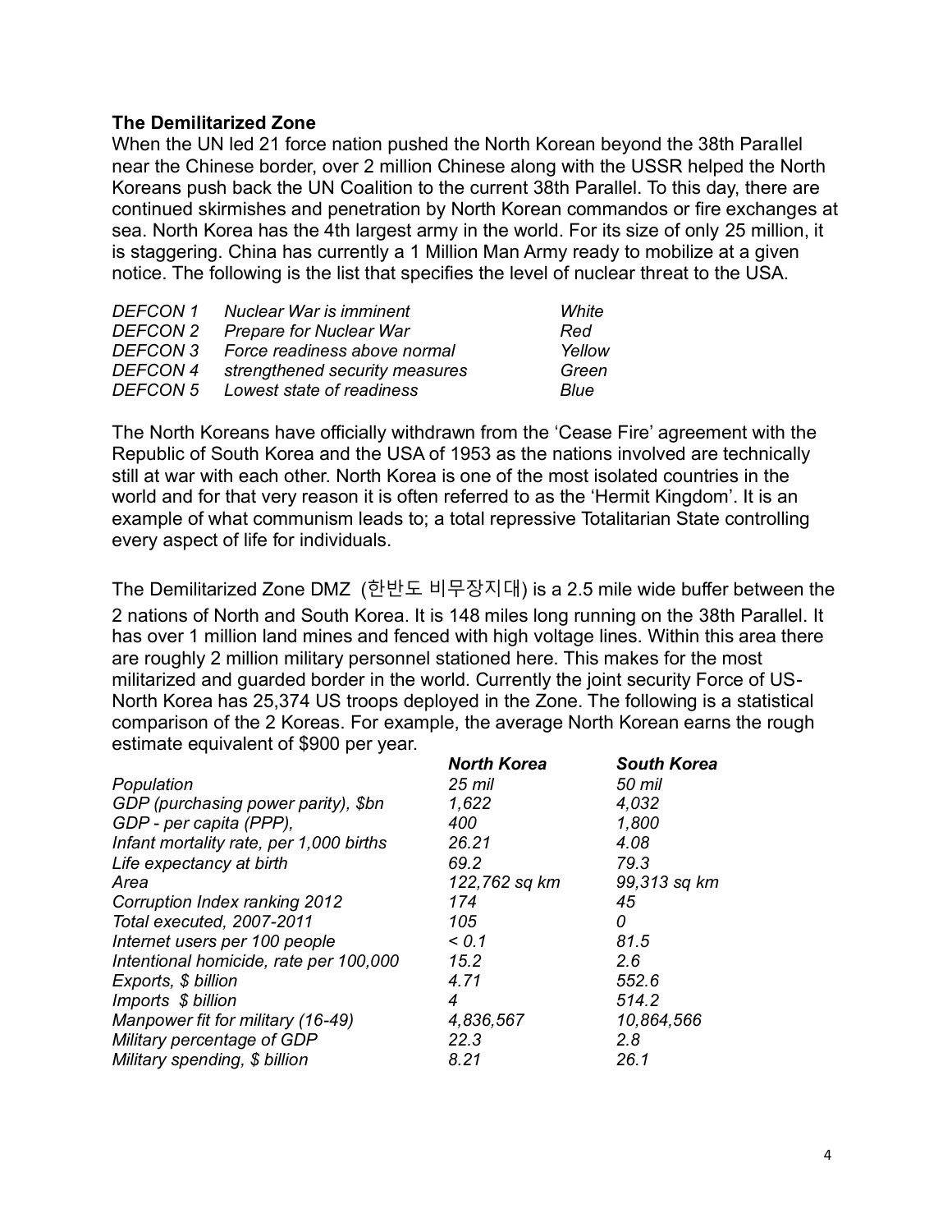**The Demilitarized Zone**

When the UN led 21 force nation pushed the North Korean beyond the 38th Parallel near the Chinese border, over 2 million Chinese along with the USSR helped the North Koreans push back the UN Coalition to the current 38th Parallel. To this day, there are continued skirmishes and penetration by North Korean commandos or fire exchanges at sea. North Korea has the 4th largest army in the world. For its size of only 25 million, it is staggering. China has currently a 1 Million Man Army ready to mobilize at a given notice. The following is the list that specifies the level of nuclear threat to the USA.

| | | |
|---|---|---|
| *DEFCON 1* | *Nuclear War is imminent* | *White* |
| *DEFCON 2* | *Prepare for Nuclear War* | *Red* |
| *DEFCON 3* | *Force readiness above normal* | *Yellow* |
| *DEFCON 4* | *strengthened security measures* | *Green* |
| *DEFCON 5* | *Lowest state of readiness* | *Blue* |

The North Koreans have officially withdrawn from the 'Cease Fire' agreement with the Republic of South Korea and the USA of 1953 as the nations involved are technically still at war with each other. North Korea is one of the most isolated countries in the world and for that very reason it is often referred to as the 'Hermit Kingdom'. It is an example of what communism leads to; a total repressive Totalitarian State controlling every aspect of life for individuals.

The Demilitarized Zone DMZ (한반도 비무장지대) is a 2.5 mile wide buffer between the 2 nations of North and South Korea. It is 148 miles long running on the 38th Parallel. It has over 1 million land mines and fenced with high voltage lines. Within this area there are roughly 2 million military personnel stationed here. This makes for the most militarized and guarded border in the world. Currently the joint security Force of US-North Korea has 25,374 US troops deployed in the Zone. The following is a statistical comparison of the 2 Koreas. For example, the average North Korean earns the rough estimate equivalent of $900 per year.

| | ***North Korea*** | ***South Korea*** |
|---|---|---|
| *Population* | *25 mil* | *50 mil* |
| *GDP (purchasing power parity), $bn* | *1,622* | *4,032* |
| *GDP - per capita (PPP),* | *400* | *1,800* |
| *Infant mortality rate, per 1,000 births* | *26.21* | *4.08* |
| *Life expectancy at birth* | *69.2* | *79.3* |
| *Area* | *122,762 sq km* | *99,313 sq km* |
| *Corruption Index ranking 2012* | *174* | *45* |
| *Total executed, 2007-2011* | *105* | *0* |
| *Internet users per 100 people* | *< 0.1* | *81.5* |
| *Intentional homicide, rate per 100,000* | *15.2* | *2.6* |
| *Exports, $ billion* | *4.71* | *552.6* |
| *Imports $ billion* | *4* | *514.2* |
| *Manpower fit for military (16-49)* | *4,836,567* | *10,864,566* |
| *Military percentage of GDP* | *22.3* | *2.8* |
| *Military spending, $ billion* | *8.21* | *26.1* |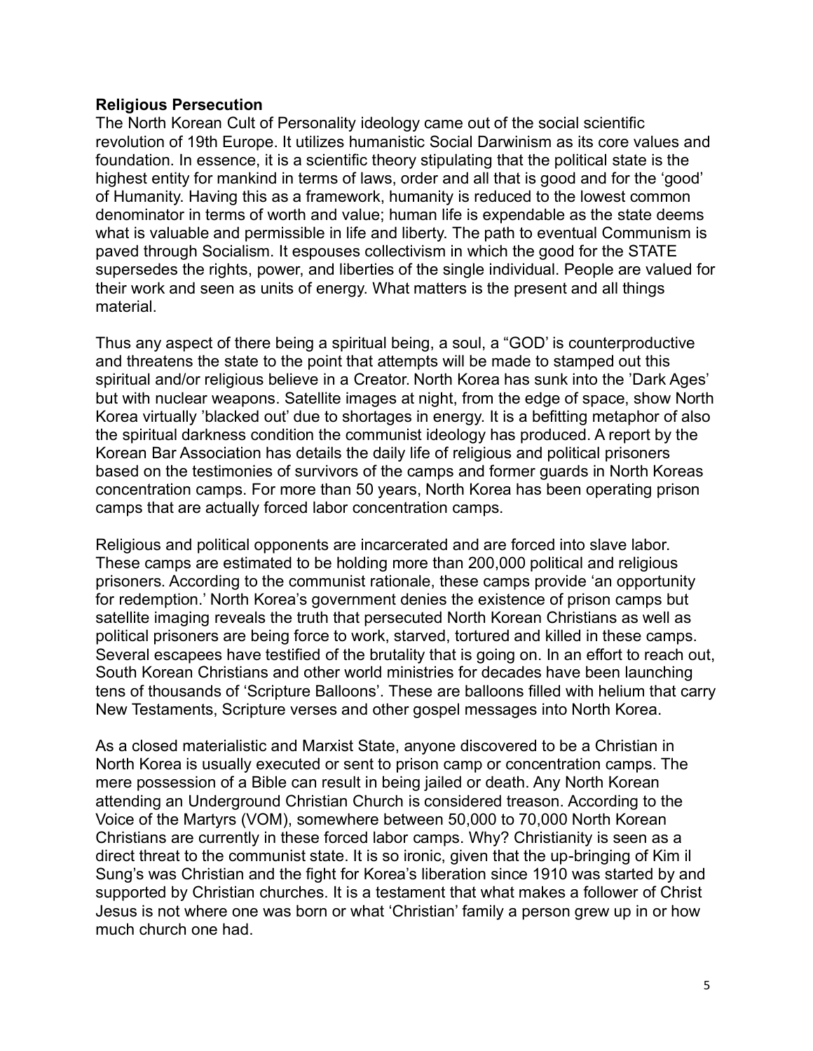**Religious Persecution**

The North Korean Cult of Personality ideology came out of the social scientific revolution of 19th Europe. It utilizes humanistic Social Darwinism as its core values and foundation. In essence, it is a scientific theory stipulating that the political state is the highest entity for mankind in terms of laws, order and all that is good and for the 'good' of Humanity. Having this as a framework, humanity is reduced to the lowest common denominator in terms of worth and value; human life is expendable as the state deems what is valuable and permissible in life and liberty. The path to eventual Communism is paved through Socialism. It espouses collectivism in which the good for the STATE supersedes the rights, power, and liberties of the single individual. People are valued for their work and seen as units of energy. What matters is the present and all things material.

Thus any aspect of there being a spiritual being, a soul, a "GOD' is counterproductive and threatens the state to the point that attempts will be made to stamped out this spiritual and/or religious believe in a Creator. North Korea has sunk into the 'Dark Ages' but with nuclear weapons. Satellite images at night, from the edge of space, show North Korea virtually 'blacked out' due to shortages in energy. It is a befitting metaphor of also the spiritual darkness condition the communist ideology has produced. A report by the Korean Bar Association has details the daily life of religious and political prisoners based on the testimonies of survivors of the camps and former guards in North Koreas concentration camps. For more than 50 years, North Korea has been operating prison camps that are actually forced labor concentration camps.

Religious and political opponents are incarcerated and are forced into slave labor. These camps are estimated to be holding more than 200,000 political and religious prisoners. According to the communist rationale, these camps provide 'an opportunity for redemption.' North Korea's government denies the existence of prison camps but satellite imaging reveals the truth that persecuted North Korean Christians as well as political prisoners are being force to work, starved, tortured and killed in these camps. Several escapees have testified of the brutality that is going on. In an effort to reach out, South Korean Christians and other world ministries for decades have been launching tens of thousands of 'Scripture Balloons'. These are balloons filled with helium that carry New Testaments, Scripture verses and other gospel messages into North Korea.

As a closed materialistic and Marxist State, anyone discovered to be a Christian in North Korea is usually executed or sent to prison camp or concentration camps. The mere possession of a Bible can result in being jailed or death. Any North Korean attending an Underground Christian Church is considered treason. According to the Voice of the Martyrs (VOM), somewhere between 50,000 to 70,000 North Korean Christians are currently in these forced labor camps. Why? Christianity is seen as a direct threat to the communist state. It is so ironic, given that the up-bringing of Kim il Sung's was Christian and the fight for Korea's liberation since 1910 was started by and supported by Christian churches. It is a testament that what makes a follower of Christ Jesus is not where one was born or what 'Christian' family a person grew up in or how much church one had.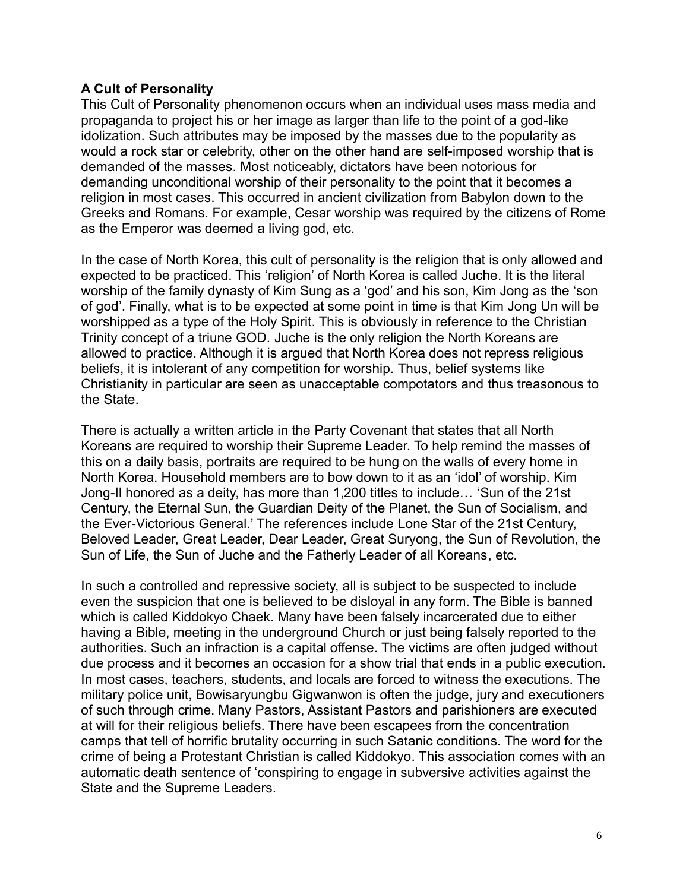**A Cult of Personality**

This Cult of Personality phenomenon occurs when an individual uses mass media and propaganda to project his or her image as larger than life to the point of a god-like idolization. Such attributes may be imposed by the masses due to the popularity as would a rock star or celebrity, other on the other hand are self-imposed worship that is demanded of the masses. Most noticeably, dictators have been notorious for demanding unconditional worship of their personality to the point that it becomes a religion in most cases. This occurred in ancient civilization from Babylon down to the Greeks and Romans. For example, Cesar worship was required by the citizens of Rome as the Emperor was deemed a living god, etc.

In the case of North Korea, this cult of personality is the religion that is only allowed and expected to be practiced. This 'religion' of North Korea is called Juche. It is the literal worship of the family dynasty of Kim Sung as a 'god' and his son, Kim Jong as the 'son of god'. Finally, what is to be expected at some point in time is that Kim Jong Un will be worshipped as a type of the Holy Spirit. This is obviously in reference to the Christian Trinity concept of a triune GOD. Juche is the only religion the North Koreans are allowed to practice. Although it is argued that North Korea does not repress religious beliefs, it is intolerant of any competition for worship. Thus, belief systems like Christianity in particular are seen as unacceptable compotators and thus treasonous to the State.

There is actually a written article in the Party Covenant that states that all North Koreans are required to worship their Supreme Leader. To help remind the masses of this on a daily basis, portraits are required to be hung on the walls of every home in North Korea. Household members are to bow down to it as an 'idol' of worship. Kim Jong-Il honored as a deity, has more than 1,200 titles to include… 'Sun of the 21st Century, the Eternal Sun, the Guardian Deity of the Planet, the Sun of Socialism, and the Ever-Victorious General.' The references include Lone Star of the 21st Century, Beloved Leader, Great Leader, Dear Leader, Great Suryong, the Sun of Revolution, the Sun of Life, the Sun of Juche and the Fatherly Leader of all Koreans, etc.

In such a controlled and repressive society, all is subject to be suspected to include even the suspicion that one is believed to be disloyal in any form. The Bible is banned which is called Kiddokyo Chaek. Many have been falsely incarcerated due to either having a Bible, meeting in the underground Church or just being falsely reported to the authorities. Such an infraction is a capital offense. The victims are often judged without due process and it becomes an occasion for a show trial that ends in a public execution. In most cases, teachers, students, and locals are forced to witness the executions. The military police unit, Bowisaryungbu Gigwanwon is often the judge, jury and executioners of such through crime. Many Pastors, Assistant Pastors and parishioners are executed at will for their religious beliefs. There have been escapees from the concentration camps that tell of horrific brutality occurring in such Satanic conditions. The word for the crime of being a Protestant Christian is called Kiddokyo. This association comes with an automatic death sentence of 'conspiring to engage in subversive activities against the State and the Supreme Leaders.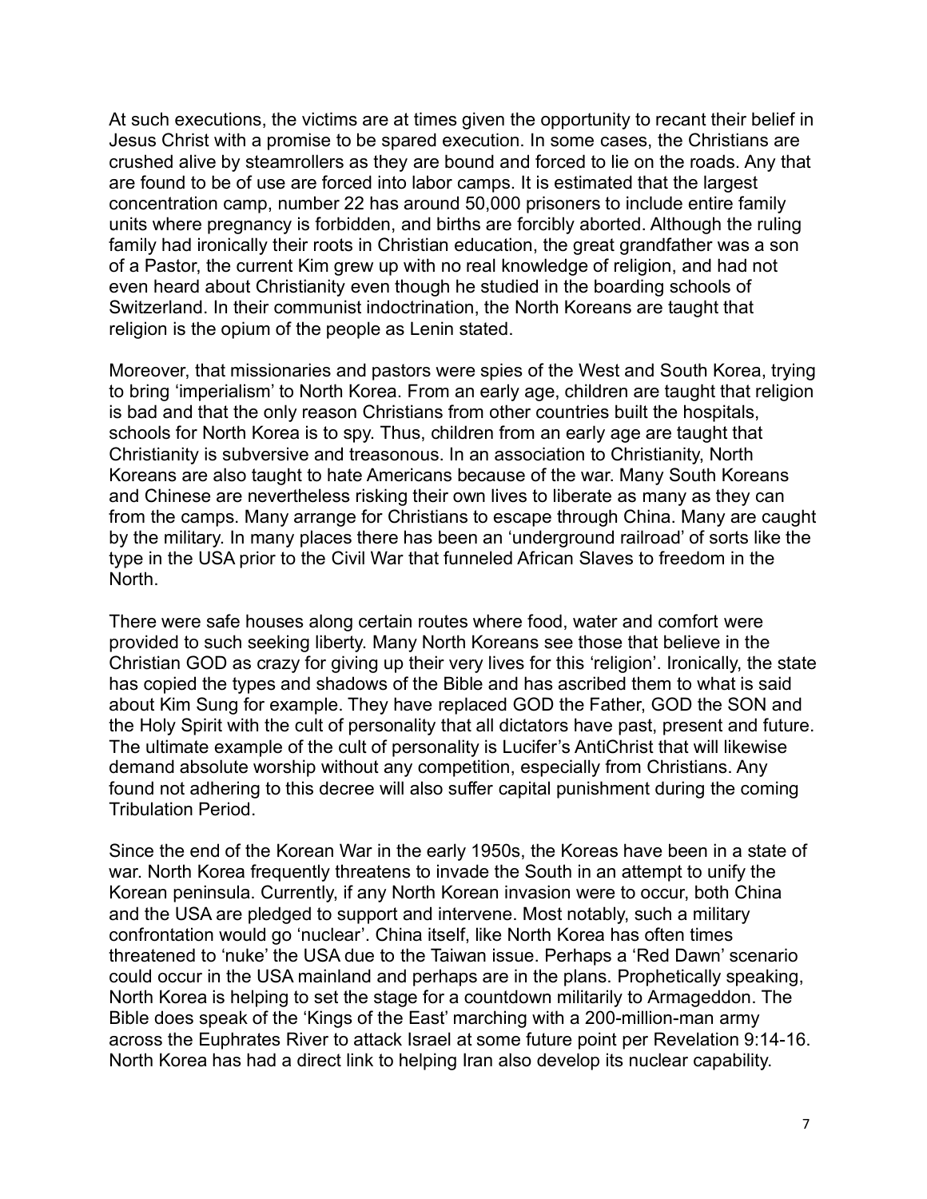At such executions, the victims are at times given the opportunity to recant their belief in Jesus Christ with a promise to be spared execution. In some cases, the Christians are crushed alive by steamrollers as they are bound and forced to lie on the roads. Any that are found to be of use are forced into labor camps. It is estimated that the largest concentration camp, number 22 has around 50,000 prisoners to include entire family units where pregnancy is forbidden, and births are forcibly aborted. Although the ruling family had ironically their roots in Christian education, the great grandfather was a son of a Pastor, the current Kim grew up with no real knowledge of religion, and had not even heard about Christianity even though he studied in the boarding schools of Switzerland. In their communist indoctrination, the North Koreans are taught that religion is the opium of the people as Lenin stated.

Moreover, that missionaries and pastors were spies of the West and South Korea, trying to bring 'imperialism' to North Korea. From an early age, children are taught that religion is bad and that the only reason Christians from other countries built the hospitals, schools for North Korea is to spy. Thus, children from an early age are taught that Christianity is subversive and treasonous. In an association to Christianity, North Koreans are also taught to hate Americans because of the war. Many South Koreans and Chinese are nevertheless risking their own lives to liberate as many as they can from the camps. Many arrange for Christians to escape through China. Many are caught by the military. In many places there has been an 'underground railroad' of sorts like the type in the USA prior to the Civil War that funneled African Slaves to freedom in the North.

There were safe houses along certain routes where food, water and comfort were provided to such seeking liberty. Many North Koreans see those that believe in the Christian GOD as crazy for giving up their very lives for this 'religion'. Ironically, the state has copied the types and shadows of the Bible and has ascribed them to what is said about Kim Sung for example. They have replaced GOD the Father, GOD the SON and the Holy Spirit with the cult of personality that all dictators have past, present and future. The ultimate example of the cult of personality is Lucifer's AntiChrist that will likewise demand absolute worship without any competition, especially from Christians. Any found not adhering to this decree will also suffer capital punishment during the coming Tribulation Period.

Since the end of the Korean War in the early 1950s, the Koreas have been in a state of war. North Korea frequently threatens to invade the South in an attempt to unify the Korean peninsula. Currently, if any North Korean invasion were to occur, both China and the USA are pledged to support and intervene. Most notably, such a military confrontation would go 'nuclear'. China itself, like North Korea has often times threatened to 'nuke' the USA due to the Taiwan issue. Perhaps a 'Red Dawn' scenario could occur in the USA mainland and perhaps are in the plans. Prophetically speaking, North Korea is helping to set the stage for a countdown militarily to Armageddon. The Bible does speak of the 'Kings of the East' marching with a 200-million-man army across the Euphrates River to attack Israel at some future point per Revelation 9:14-16. North Korea has had a direct link to helping Iran also develop its nuclear capability.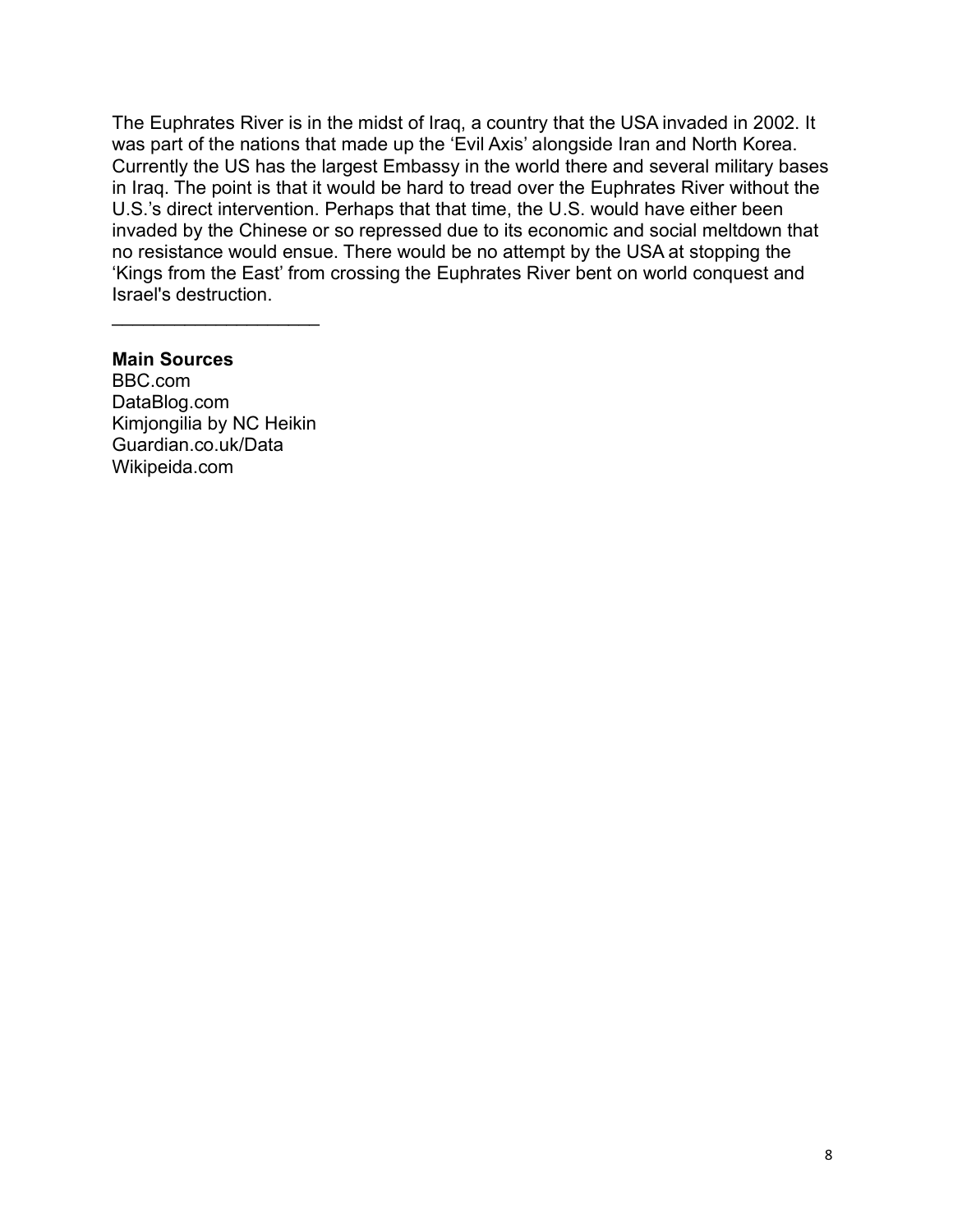The Euphrates River is in the midst of Iraq, a country that the USA invaded in 2002. It was part of the nations that made up the 'Evil Axis' alongside Iran and North Korea. Currently the US has the largest Embassy in the world there and several military bases in Iraq. The point is that it would be hard to tread over the Euphrates River without the U.S.'s direct intervention. Perhaps that that time, the U.S. would have either been invaded by the Chinese or so repressed due to its economic and social meltdown that no resistance would ensue. There would be no attempt by the USA at stopping the 'Kings from the East' from crossing the Euphrates River bent on world conquest and Israel's destruction.

____________________

**Main Sources**

BBC.com
DataBlog.com
Kimjongilia by NC Heikin
Guardian.co.uk/Data
Wikipeida.com